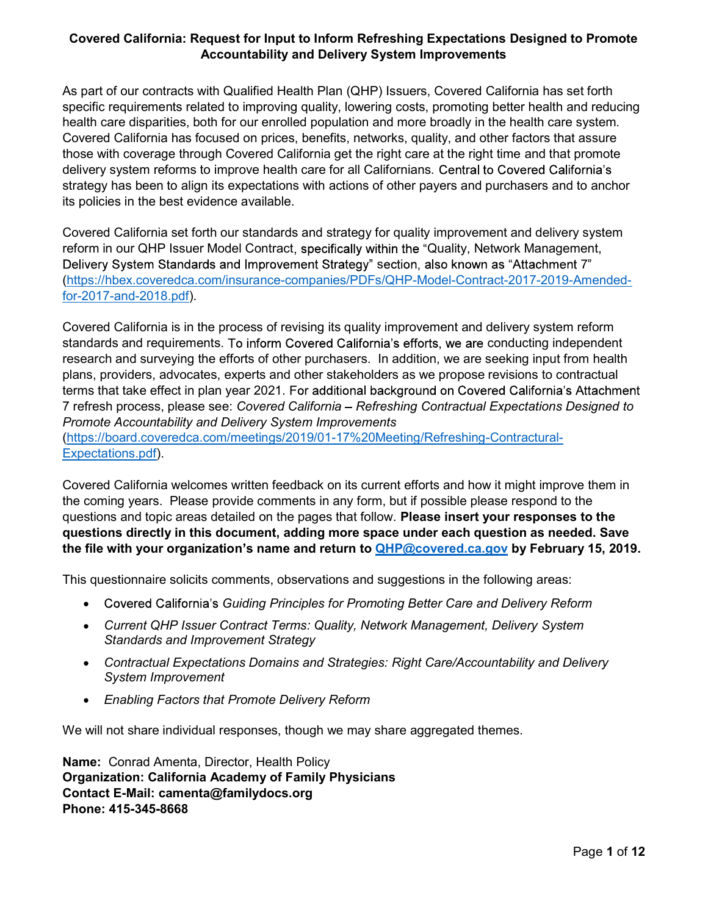# Covered California: Request for Input to Inform Refreshing Expectations Designed to Promote Accountability and Delivery System Improvements

As part of our contracts with Qualified Health Plan (QHP) Issuers, Covered California has set forth specific requirements related to improving quality, lowering costs, promoting better health and reducing health care disparities, both for our enrolled population and more broadly in the health care system. Covered California has focused on prices, benefits, networks, quality, and other factors that assure those with coverage through Covered California get the right care at the right time and that promote delivery system reforms to improve health care for all Californians. Central to Covered California's strategy has been to align its expectations with actions of other payers and purchasers and to anchor its policies in the best evidence available.

Covered California set forth our standards and strategy for quality improvement and delivery system reform in our QHP Issuer Model Contract, specifically within the "Quality, Network Management, Delivery System Standards and Improvement Strategy" section, also known as "Attachment 7" ([https://hbex.coveredca.com/insurance-companies/PDFs/QHP-Model-Contract-2017-2019-Amended-for-2017-and-2018.pdf](https://hbex.coveredca.com/insurance-companies/PDFs/QHP-Model-Contract-2017-2019-Amended-for-2017-and-2018.pdf)).

Covered California is in the process of revising its quality improvement and delivery system reform standards and requirements. To inform Covered California's efforts, we are conducting independent research and surveying the efforts of other purchasers. In addition, we are seeking input from health plans, providers, advocates, experts and other stakeholders as we propose revisions to contractual terms that take effect in plan year 2021. For additional background on Covered California's Attachment 7 refresh process, please see: *Covered California – Refreshing Contractual Expectations Designed to Promote Accountability and Delivery System Improvements* ([https://board.coveredca.com/meetings/2019/01-17%20Meeting/Refreshing-Contractual-Expectations.pdf](https://board.coveredca.com/meetings/2019/01-17%20Meeting/Refreshing-Contractual-Expectations.pdf)).

Covered California welcomes written feedback on its current efforts and how it might improve them in the coming years. Please provide comments in any form, but if possible please respond to the questions and topic areas detailed on the pages that follow. **Please insert your responses to the questions directly in this document, adding more space under each question as needed. Save the file with your organization's name and return to [QHP@covered.ca.gov](mailto:QHP@covered.ca.gov) by February 15, 2019.**

This questionnaire solicits comments, observations and suggestions in the following areas:

- Covered California's *Guiding Principles for Promoting Better Care and Delivery Reform*
- *Current QHP Issuer Contract Terms: Quality, Network Management, Delivery System Standards and Improvement Strategy*
- *Contractual Expectations Domains and Strategies: Right Care/Accountability and Delivery System Improvement*
- *Enabling Factors that Promote Delivery Reform*

We will not share individual responses, though we may share aggregated themes.

**Name:** Conrad Amenta, Director, Health Policy
**Organization: California Academy of Family Physicians**
**Contact E-Mail: camenta@familydocs.org**
**Phone: 415-345-8668**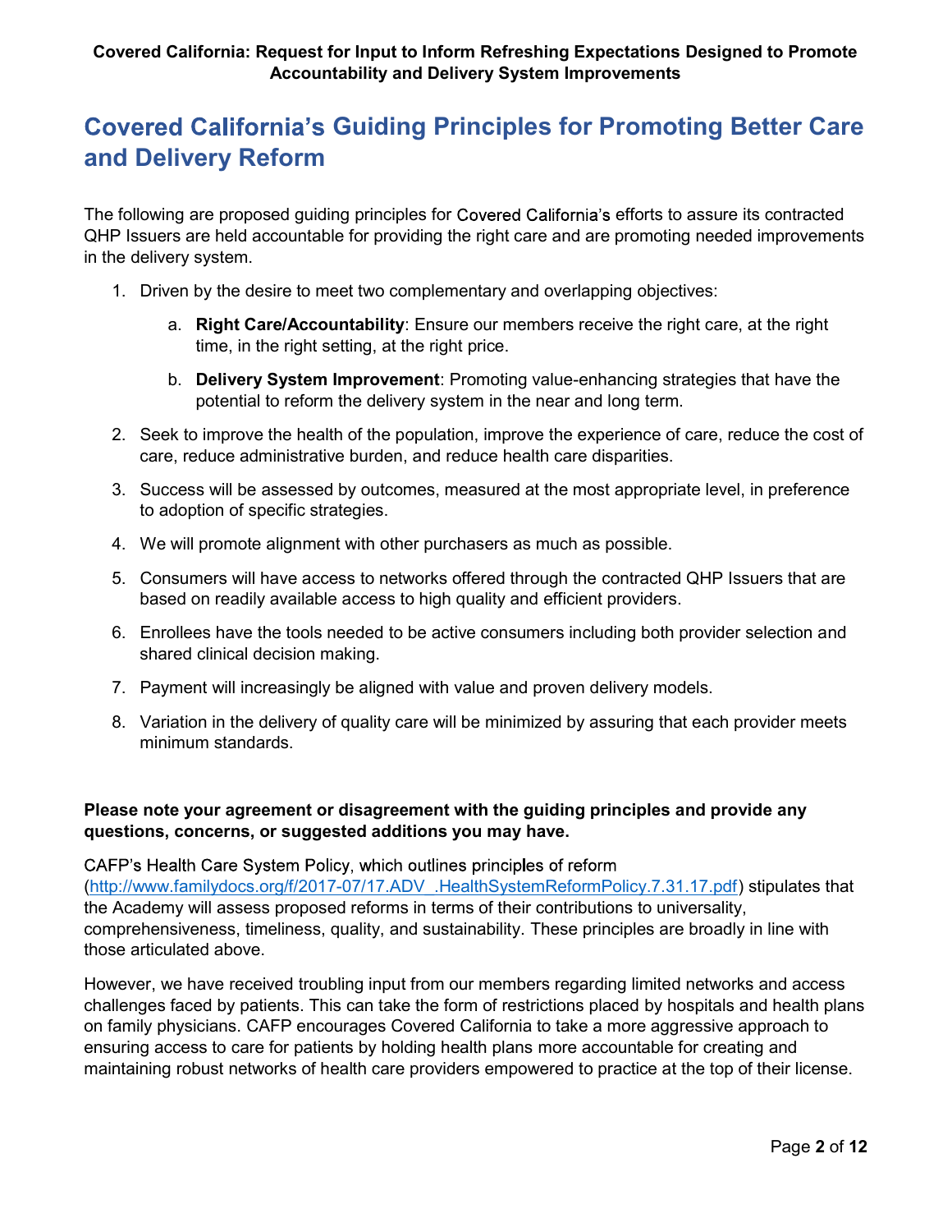# Covered California's Guiding Principles for Promoting Better Care and Delivery Reform

The following are proposed guiding principles for Covered California's efforts to assure its contracted QHP Issuers are held accountable for providing the right care and are promoting needed improvements in the delivery system.

1. Driven by the desire to meet two complementary and overlapping objectives:
    a. **Right Care/Accountability**: Ensure our members receive the right care, at the right time, in the right setting, at the right price.
    b. **Delivery System Improvement**: Promoting value-enhancing strategies that have the potential to reform the delivery system in the near and long term.
2. Seek to improve the health of the population, improve the experience of care, reduce the cost of care, reduce administrative burden, and reduce health care disparities.
3. Success will be assessed by outcomes, measured at the most appropriate level, in preference to adoption of specific strategies.
4. We will promote alignment with other purchasers as much as possible.
5. Consumers will have access to networks offered through the contracted QHP Issuers that are based on readily available access to high quality and efficient providers.
6. Enrollees have the tools needed to be active consumers including both provider selection and shared clinical decision making.
7. Payment will increasingly be aligned with value and proven delivery models.
8. Variation in the delivery of quality care will be minimized by assuring that each provider meets minimum standards.

**Please note your agreement or disagreement with the guiding principles and provide any questions, concerns, or suggested additions you may have.**

CAFP's Health Care System Policy, which outlines principles of reform (http://www.familydocs.org/f/2017-07/17.ADV_.HealthSystemReformPolicy.7.31.17.pdf) stipulates that the Academy will assess proposed reforms in terms of their contributions to universality, comprehensiveness, timeliness, quality, and sustainability. These principles are broadly in line with those articulated above.

However, we have received troubling input from our members regarding limited networks and access challenges faced by patients. This can take the form of restrictions placed by hospitals and health plans on family physicians. CAFP encourages Covered California to take a more aggressive approach to ensuring access to care for patients by holding health plans more accountable for creating and maintaining robust networks of health care providers empowered to practice at the top of their license.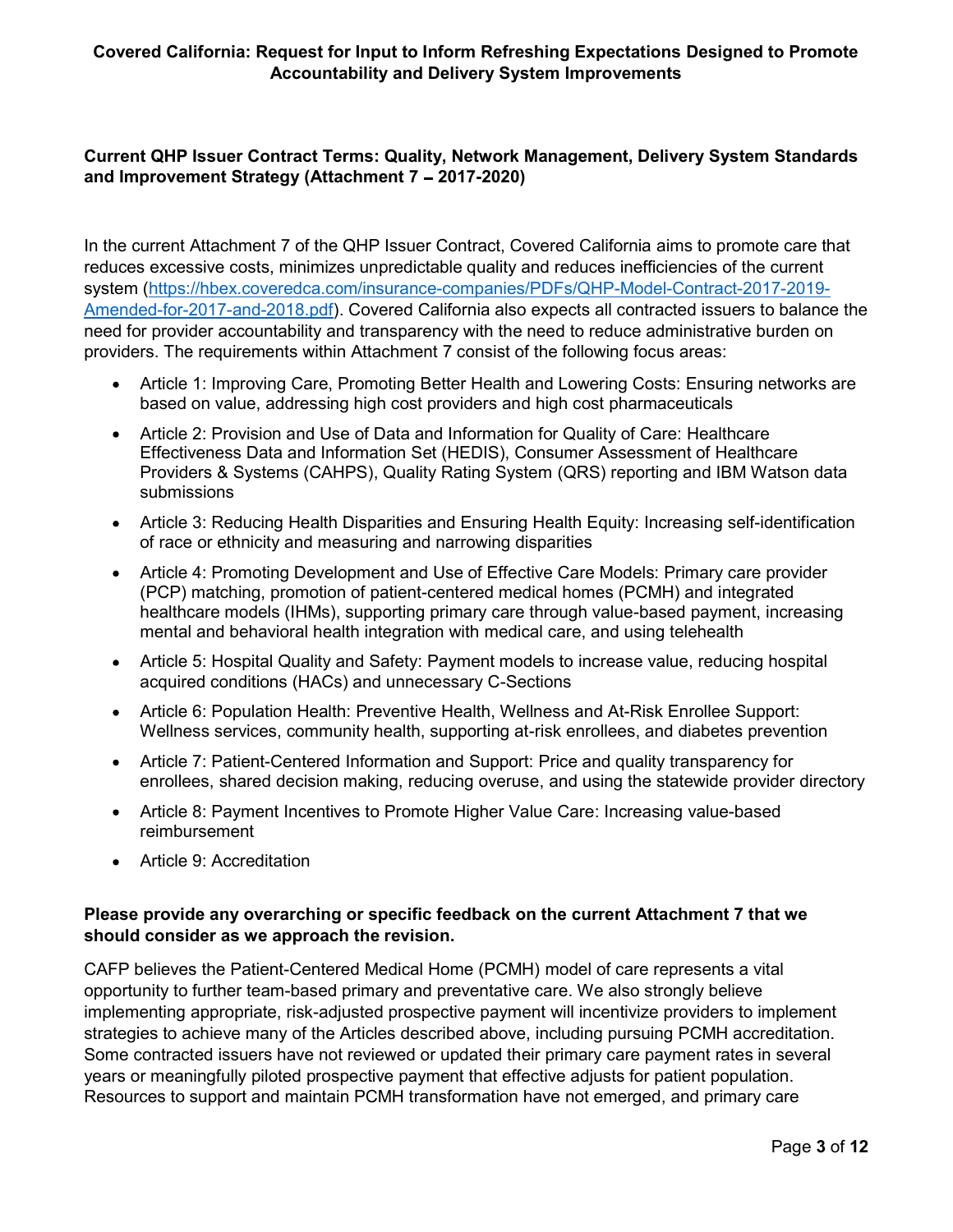**Covered California: Request for Input to Inform Refreshing Expectations Designed to Promote Accountability and Delivery System Improvements**

**Current QHP Issuer Contract Terms: Quality, Network Management, Delivery System Standards and Improvement Strategy (Attachment 7 – 2017-2020)**

In the current Attachment 7 of the QHP Issuer Contract, Covered California aims to promote care that reduces excessive costs, minimizes unpredictable quality and reduces inefficiencies of the current system (https://hbex.coveredca.com/insurance-companies/PDFs/QHP-Model-Contract-2017-2019-Amended-for-2017-and-2018.pdf). Covered California also expects all contracted issuers to balance the need for provider accountability and transparency with the need to reduce administrative burden on providers. The requirements within Attachment 7 consist of the following focus areas:

- Article 1: Improving Care, Promoting Better Health and Lowering Costs: Ensuring networks are based on value, addressing high cost providers and high cost pharmaceuticals
- Article 2: Provision and Use of Data and Information for Quality of Care: Healthcare Effectiveness Data and Information Set (HEDIS), Consumer Assessment of Healthcare Providers & Systems (CAHPS), Quality Rating System (QRS) reporting and IBM Watson data submissions
- Article 3: Reducing Health Disparities and Ensuring Health Equity: Increasing self-identification of race or ethnicity and measuring and narrowing disparities
- Article 4: Promoting Development and Use of Effective Care Models: Primary care provider (PCP) matching, promotion of patient-centered medical homes (PCMH) and integrated healthcare models (IHMs), supporting primary care through value-based payment, increasing mental and behavioral health integration with medical care, and using telehealth
- Article 5: Hospital Quality and Safety: Payment models to increase value, reducing hospital acquired conditions (HACs) and unnecessary C-Sections
- Article 6: Population Health: Preventive Health, Wellness and At-Risk Enrollee Support: Wellness services, community health, supporting at-risk enrollees, and diabetes prevention
- Article 7: Patient-Centered Information and Support: Price and quality transparency for enrollees, shared decision making, reducing overuse, and using the statewide provider directory
- Article 8: Payment Incentives to Promote Higher Value Care: Increasing value-based reimbursement
- Article 9: Accreditation

**Please provide any overarching or specific feedback on the current Attachment 7 that we should consider as we approach the revision.**

CAFP believes the Patient-Centered Medical Home (PCMH) model of care represents a vital opportunity to further team-based primary and preventative care. We also strongly believe implementing appropriate, risk-adjusted prospective payment will incentivize providers to implement strategies to achieve many of the Articles described above, including pursuing PCMH accreditation. Some contracted issuers have not reviewed or updated their primary care payment rates in several years or meaningfully piloted prospective payment that effective adjusts for patient population. Resources to support and maintain PCMH transformation have not emerged, and primary care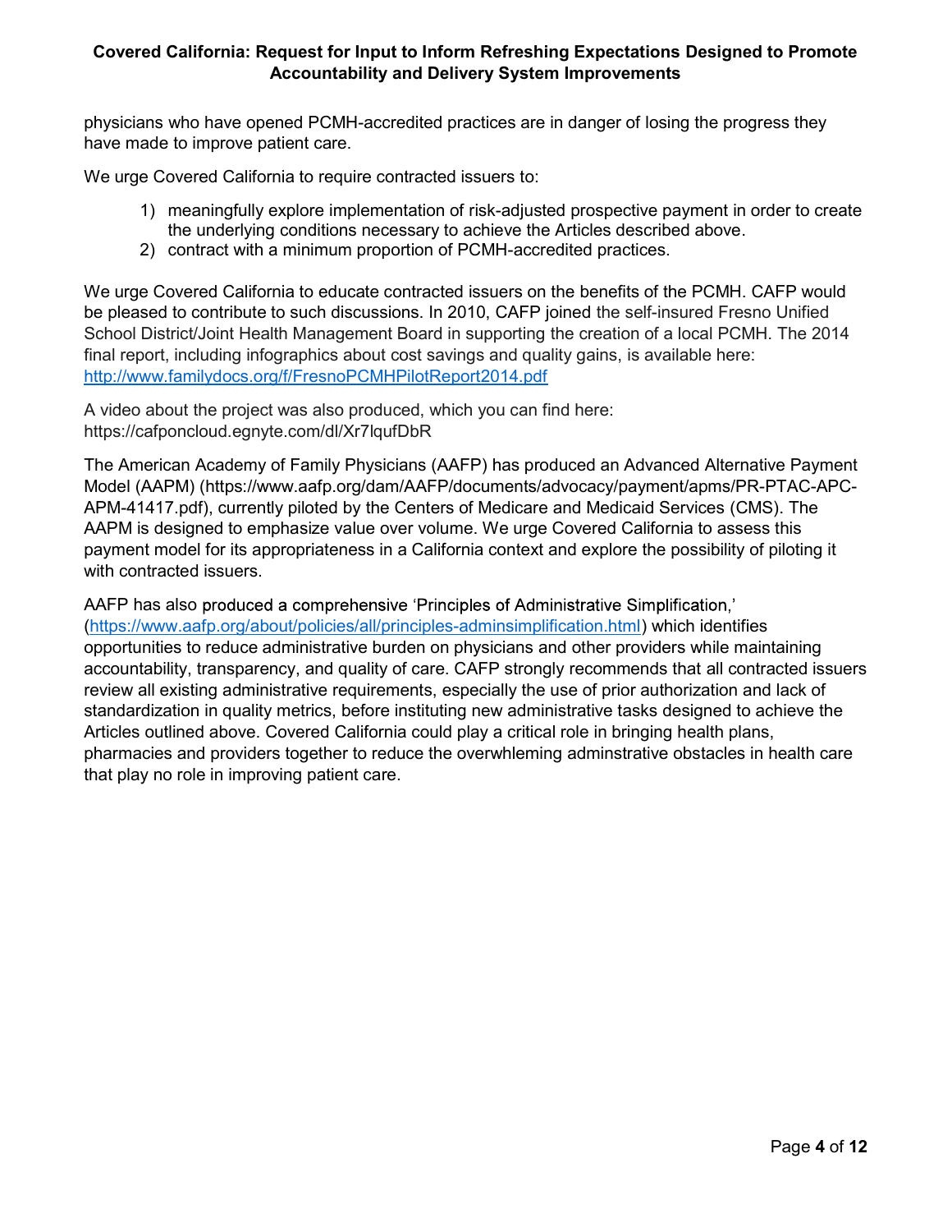physicians who have opened PCMH-accredited practices are in danger of losing the progress they have made to improve patient care.

We urge Covered California to require contracted issuers to:

1) meaningfully explore implementation of risk-adjusted prospective payment in order to create the underlying conditions necessary to achieve the Articles described above.
2) contract with a minimum proportion of PCMH-accredited practices.

We urge Covered California to educate contracted issuers on the benefits of the PCMH. CAFP would be pleased to contribute to such discussions. In 2010, CAFP joined the self-insured Fresno Unified School District/Joint Health Management Board in supporting the creation of a local PCMH. The 2014 final report, including infographics about cost savings and quality gains, is available here: http://www.familydocs.org/f/FresnoPCMHPilotReport2014.pdf

A video about the project was also produced, which you can find here: https://cafponcloud.egnyte.com/dl/Xr7lqufDbR

The American Academy of Family Physicians (AAFP) has produced an Advanced Alternative Payment Model (AAPM) (https://www.aafp.org/dam/AAFP/documents/advocacy/payment/apms/PR-PTAC-APC-APM-41417.pdf), currently piloted by the Centers of Medicare and Medicaid Services (CMS). The AAPM is designed to emphasize value over volume. We urge Covered California to assess this payment model for its appropriateness in a California context and explore the possibility of piloting it with contracted issuers.

AAFP has also produced a comprehensive 'Principles of Administrative Simplification,' (https://www.aafp.org/about/policies/all/principles-adminsimplification.html) which identifies opportunities to reduce administrative burden on physicians and other providers while maintaining accountability, transparency, and quality of care. CAFP strongly recommends that all contracted issuers review all existing administrative requirements, especially the use of prior authorization and lack of standardization in quality metrics, before instituting new administrative tasks designed to achieve the Articles outlined above. Covered California could play a critical role in bringing health plans, pharmacies and providers together to reduce the overwhleming adminstrative obstacles in health care that play no role in improving patient care.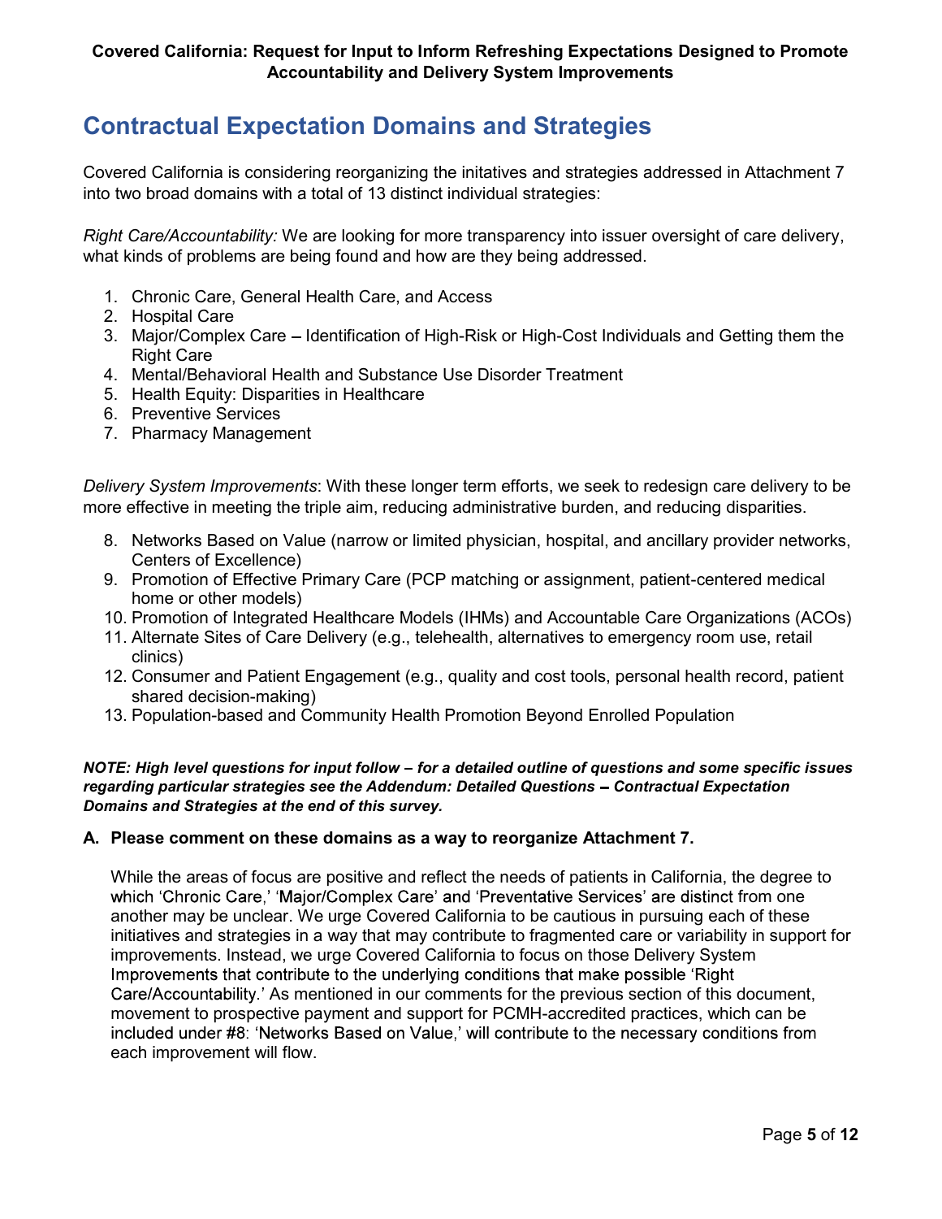## Contractual Expectation Domains and Strategies

Covered California is considering reorganizing the initatives and strategies addressed in Attachment 7 into two broad domains with a total of 13 distinct individual strategies:

*Right Care/Accountability:* We are looking for more transparency into issuer oversight of care delivery, what kinds of problems are being found and how are they being addressed.

1. Chronic Care, General Health Care, and Access
2. Hospital Care
3. Major/Complex Care – Identification of High-Risk or High-Cost Individuals and Getting them the Right Care
4. Mental/Behavioral Health and Substance Use Disorder Treatment
5. Health Equity: Disparities in Healthcare
6. Preventive Services
7. Pharmacy Management

*Delivery System Improvements*: With these longer term efforts, we seek to redesign care delivery to be more effective in meeting the triple aim, reducing administrative burden, and reducing disparities.

8. Networks Based on Value (narrow or limited physician, hospital, and ancillary provider networks, Centers of Excellence)
9. Promotion of Effective Primary Care (PCP matching or assignment, patient-centered medical home or other models)
10. Promotion of Integrated Healthcare Models (IHMs) and Accountable Care Organizations (ACOs)
11. Alternate Sites of Care Delivery (e.g., telehealth, alternatives to emergency room use, retail clinics)
12. Consumer and Patient Engagement (e.g., quality and cost tools, personal health record, patient shared decision-making)
13. Population-based and Community Health Promotion Beyond Enrolled Population

***NOTE: High level questions for input follow – for a detailed outline of questions and some specific issues regarding particular strategies see the Addendum: Detailed Questions – Contractual Expectation Domains and Strategies at the end of this survey.***

**A. Please comment on these domains as a way to reorganize Attachment 7.**

While the areas of focus are positive and reflect the needs of patients in California, the degree to which 'Chronic Care,' 'Major/Complex Care' and 'Preventative Services' are distinct from one another may be unclear. We urge Covered California to be cautious in pursuing each of these initiatives and strategies in a way that may contribute to fragmented care or variability in support for improvements. Instead, we urge Covered California to focus on those Delivery System Improvements that contribute to the underlying conditions that make possible 'Right Care/Accountability.' As mentioned in our comments for the previous section of this document, movement to prospective payment and support for PCMH-accredited practices, which can be included under #8: 'Networks Based on Value,' will contribute to the necessary conditions from each improvement will flow.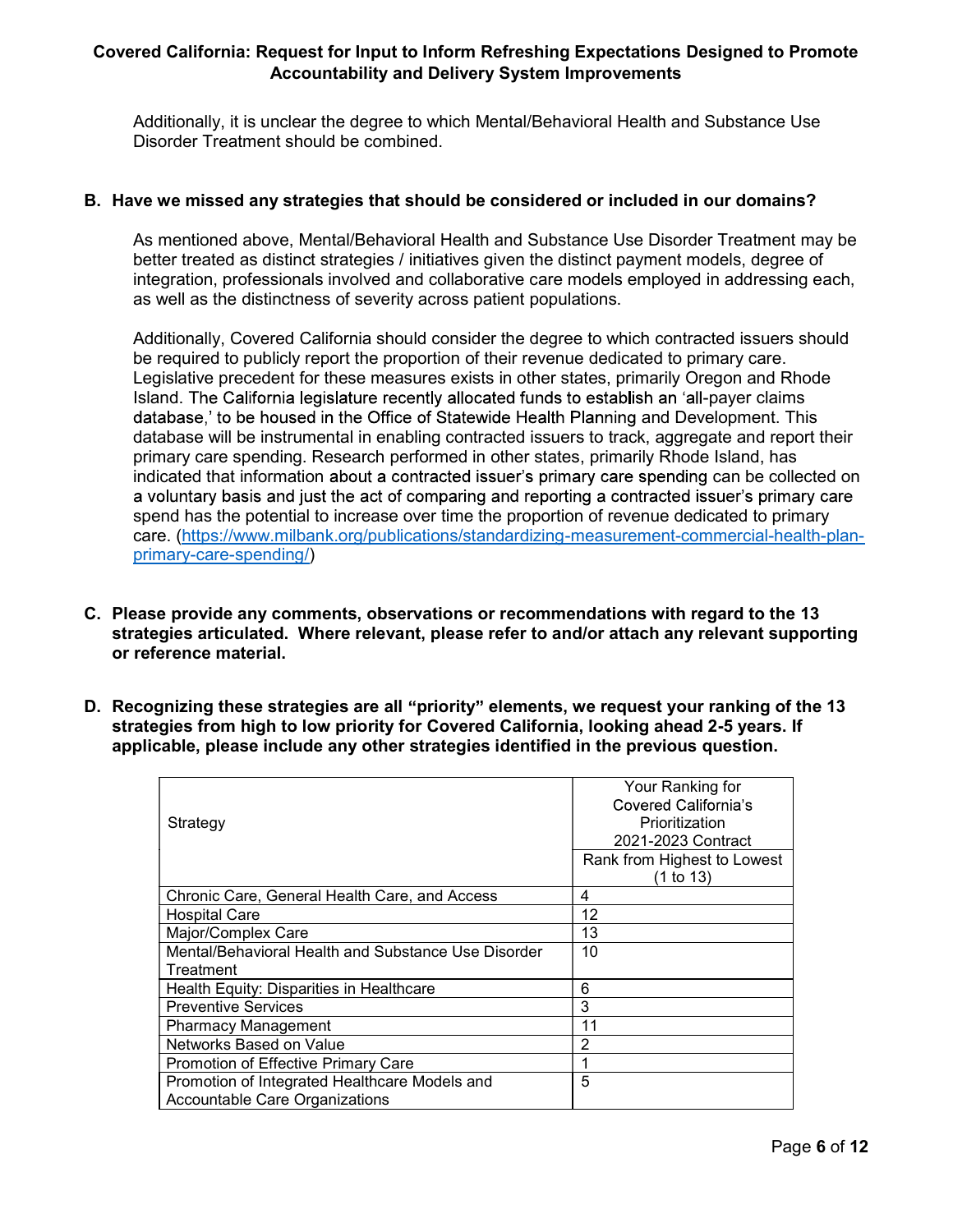Additionally, it is unclear the degree to which Mental/Behavioral Health and Substance Use Disorder Treatment should be combined.

**B. Have we missed any strategies that should be considered or included in our domains?**

As mentioned above, Mental/Behavioral Health and Substance Use Disorder Treatment may be better treated as distinct strategies / initiatives given the distinct payment models, degree of integration, professionals involved and collaborative care models employed in addressing each, as well as the distinctness of severity across patient populations.

Additionally, Covered California should consider the degree to which contracted issuers should be required to publicly report the proportion of their revenue dedicated to primary care. Legislative precedent for these measures exists in other states, primarily Oregon and Rhode Island. The California legislature recently allocated funds to establish an 'all-payer claims database,' to be housed in the Office of Statewide Health Planning and Development. This database will be instrumental in enabling contracted issuers to track, aggregate and report their primary care spending. Research performed in other states, primarily Rhode Island, has indicated that information about a contracted issuer's primary care spending can be collected on a voluntary basis and just the act of comparing and reporting a contracted issuer's primary care spend has the potential to increase over time the proportion of revenue dedicated to primary care. (https://www.milbank.org/publications/standardizing-measurement-commercial-health-plan-primary-care-spending/)

**C. Please provide any comments, observations or recommendations with regard to the 13 strategies articulated. Where relevant, please refer to and/or attach any relevant supporting or reference material.**

**D. Recognizing these strategies are all "priority" elements, we request your ranking of the 13 strategies from high to low priority for Covered California, looking ahead 2-5 years. If applicable, please include any other strategies identified in the previous question.**

| Strategy | Your Ranking for Covered California's Prioritization 2021-2023 Contract |
|---|---|
| | Rank from Highest to Lowest (1 to 13) |
| Chronic Care, General Health Care, and Access | 4 |
| Hospital Care | 12 |
| Major/Complex Care | 13 |
| Mental/Behavioral Health and Substance Use Disorder Treatment | 10 |
| Health Equity: Disparities in Healthcare | 6 |
| Preventive Services | 3 |
| Pharmacy Management | 11 |
| Networks Based on Value | 2 |
| Promotion of Effective Primary Care | 1 |
| Promotion of Integrated Healthcare Models and Accountable Care Organizations | 5 |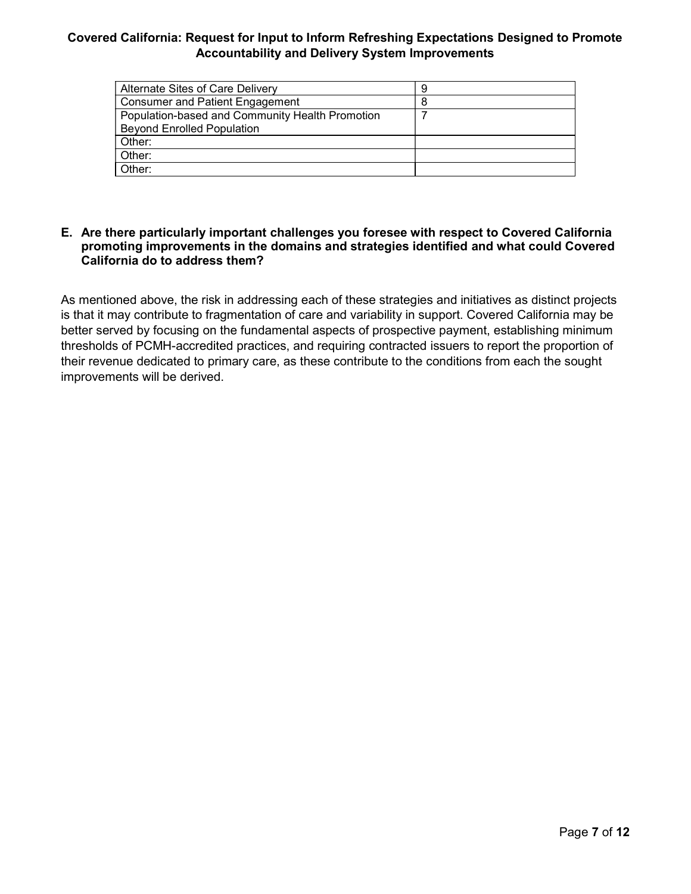| | |
|---|---|
| Alternate Sites of Care Delivery | 9 |
| Consumer and Patient Engagement | 8 |
| Population-based and Community Health Promotion Beyond Enrolled Population | 7 |
| Other: | |
| Other: | |
| Other: | |

**E. Are there particularly important challenges you foresee with respect to Covered California promoting improvements in the domains and strategies identified and what could Covered California do to address them?**

As mentioned above, the risk in addressing each of these strategies and initiatives as distinct projects is that it may contribute to fragmentation of care and variability in support. Covered California may be better served by focusing on the fundamental aspects of prospective payment, establishing minimum thresholds of PCMH-accredited practices, and requiring contracted issuers to report the proportion of their revenue dedicated to primary care, as these contribute to the conditions from each the sought improvements will be derived.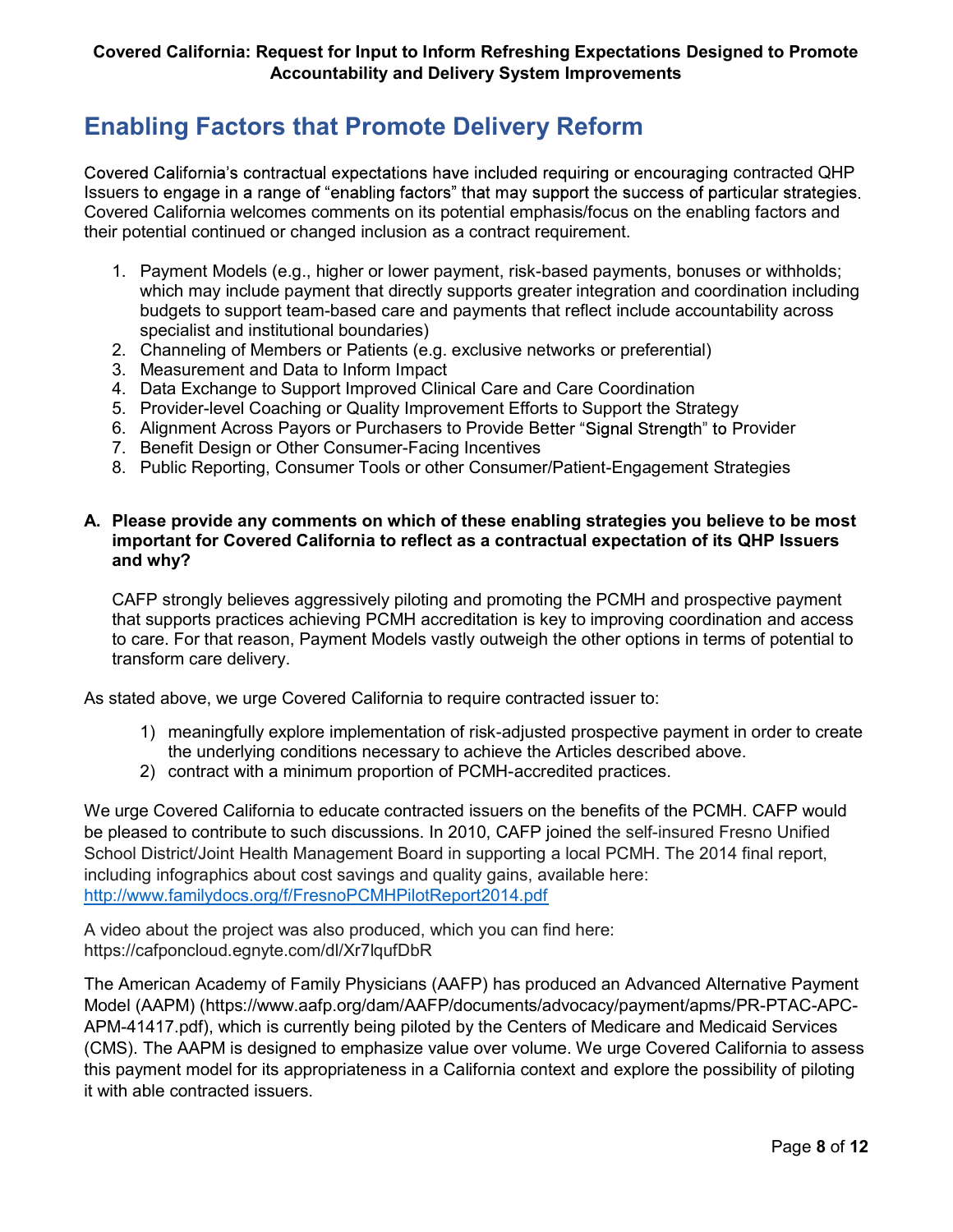## Enabling Factors that Promote Delivery Reform

Covered California's contractual expectations have included requiring or encouraging contracted QHP Issuers to engage in a range of "enabling factors" that may support the success of particular strategies. Covered California welcomes comments on its potential emphasis/focus on the enabling factors and their potential continued or changed inclusion as a contract requirement.

1. Payment Models (e.g., higher or lower payment, risk-based payments, bonuses or withholds; which may include payment that directly supports greater integration and coordination including budgets to support team-based care and payments that reflect include accountability across specialist and institutional boundaries)
2. Channeling of Members or Patients (e.g. exclusive networks or preferential)
3. Measurement and Data to Inform Impact
4. Data Exchange to Support Improved Clinical Care and Care Coordination
5. Provider-level Coaching or Quality Improvement Efforts to Support the Strategy
6. Alignment Across Payors or Purchasers to Provide Better "Signal Strength" to Provider
7. Benefit Design or Other Consumer-Facing Incentives
8. Public Reporting, Consumer Tools or other Consumer/Patient-Engagement Strategies

**A. Please provide any comments on which of these enabling strategies you believe to be most important for Covered California to reflect as a contractual expectation of its QHP Issuers and why?**

CAFP strongly believes aggressively piloting and promoting the PCMH and prospective payment that supports practices achieving PCMH accreditation is key to improving coordination and access to care. For that reason, Payment Models vastly outweigh the other options in terms of potential to transform care delivery.

As stated above, we urge Covered California to require contracted issuer to:

1) meaningfully explore implementation of risk-adjusted prospective payment in order to create the underlying conditions necessary to achieve the Articles described above.
2) contract with a minimum proportion of PCMH-accredited practices.

We urge Covered California to educate contracted issuers on the benefits of the PCMH. CAFP would be pleased to contribute to such discussions. In 2010, CAFP joined the self-insured Fresno Unified School District/Joint Health Management Board in supporting a local PCMH. The 2014 final report, including infographics about cost savings and quality gains, available here: http://www.familydocs.org/f/FresnoPCMHPilotReport2014.pdf

A video about the project was also produced, which you can find here: https://cafponcloud.egnyte.com/dl/Xr7lqufDbR

The American Academy of Family Physicians (AAFP) has produced an Advanced Alternative Payment Model (AAPM) (https://www.aafp.org/dam/AAFP/documents/advocacy/payment/apms/PR-PTAC-APC-APM-41417.pdf), which is currently being piloted by the Centers of Medicare and Medicaid Services (CMS). The AAPM is designed to emphasize value over volume. We urge Covered California to assess this payment model for its appropriateness in a California context and explore the possibility of piloting it with able contracted issuers.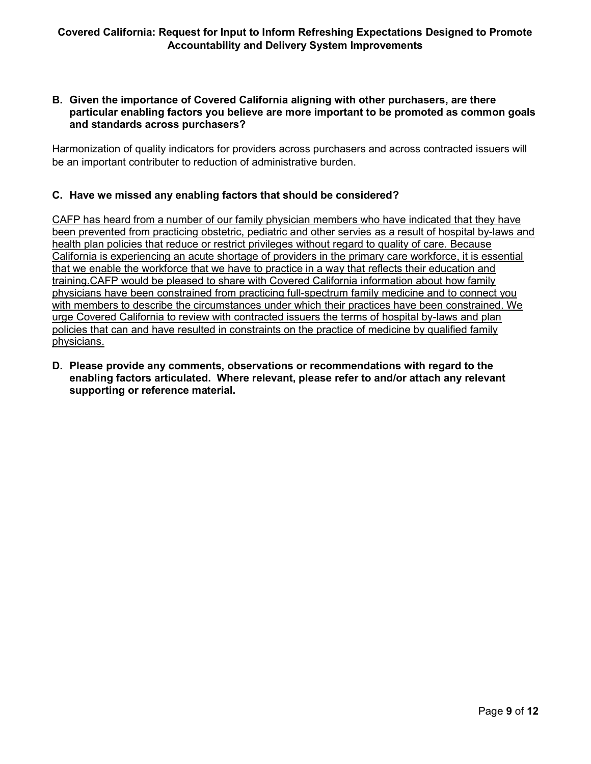**B. Given the importance of Covered California aligning with other purchasers, are there particular enabling factors you believe are more important to be promoted as common goals and standards across purchasers?**

Harmonization of quality indicators for providers across purchasers and across contracted issuers will be an important contributer to reduction of administrative burden.

**C. Have we missed any enabling factors that should be considered?**

<u>CAFP has heard from a number of our family physician members who have indicated that they have been prevented from practicing obstetric, pediatric and other servies as a result of hospital by-laws and health plan policies that reduce or restrict privileges without regard to quality of care. Because California is experiencing an acute shortage of providers in the primary care workforce, it is essential that we enable the workforce that we have to practice in a way that reflects their education and training.CAFP would be pleased to share with Covered California information about how family physicians have been constrained from practicing full-spectrum family medicine and to connect you with members to describe the circumstances under which their practices have been constrained. We urge Covered California to review with contracted issuers the terms of hospital by-laws and plan policies that can and have resulted in constraints on the practice of medicine by qualified family physicians.</u>

**D. Please provide any comments, observations or recommendations with regard to the enabling factors articulated. Where relevant, please refer to and/or attach any relevant supporting or reference material.**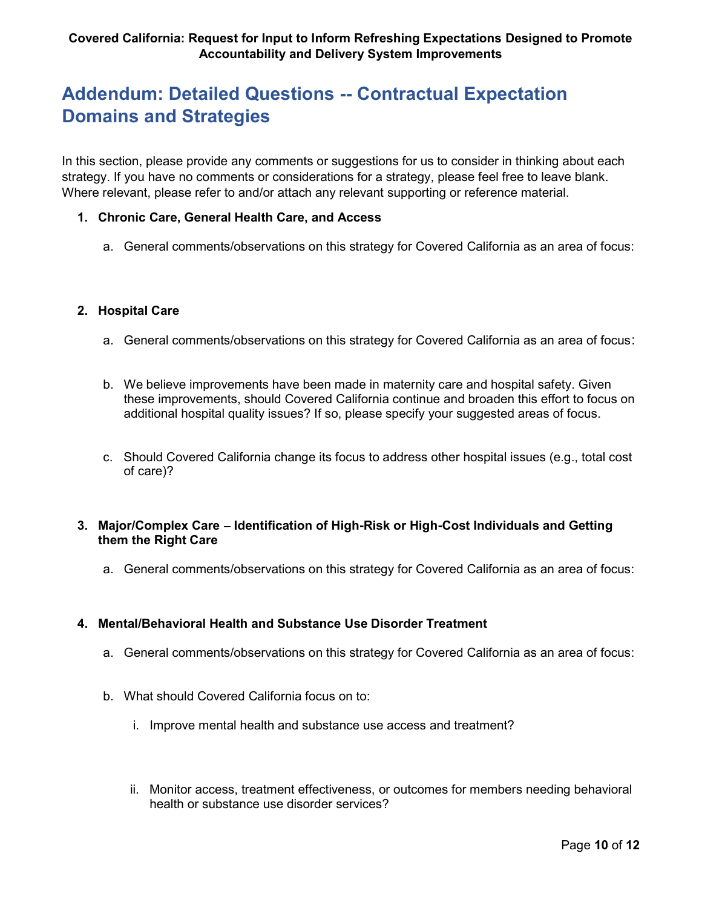# Addendum: Detailed Questions -- Contractual Expectation Domains and Strategies

In this section, please provide any comments or suggestions for us to consider in thinking about each strategy. If you have no comments or considerations for a strategy, please feel free to leave blank. Where relevant, please refer to and/or attach any relevant supporting or reference material.

1. **Chronic Care, General Health Care, and Access**

    a. General comments/observations on this strategy for Covered California as an area of focus:

2. **Hospital Care**

    a. General comments/observations on this strategy for Covered California as an area of focus:

    b. We believe improvements have been made in maternity care and hospital safety. Given these improvements, should Covered California continue and broaden this effort to focus on additional hospital quality issues? If so, please specify your suggested areas of focus.

    c. Should Covered California change its focus to address other hospital issues (e.g., total cost of care)?

3. **Major/Complex Care – Identification of High-Risk or High-Cost Individuals and Getting them the Right Care**

    a. General comments/observations on this strategy for Covered California as an area of focus:

4. **Mental/Behavioral Health and Substance Use Disorder Treatment**

    a. General comments/observations on this strategy for Covered California as an area of focus:

    b. What should Covered California focus on to:

        i. Improve mental health and substance use access and treatment?

        ii. Monitor access, treatment effectiveness, or outcomes for members needing behavioral health or substance use disorder services?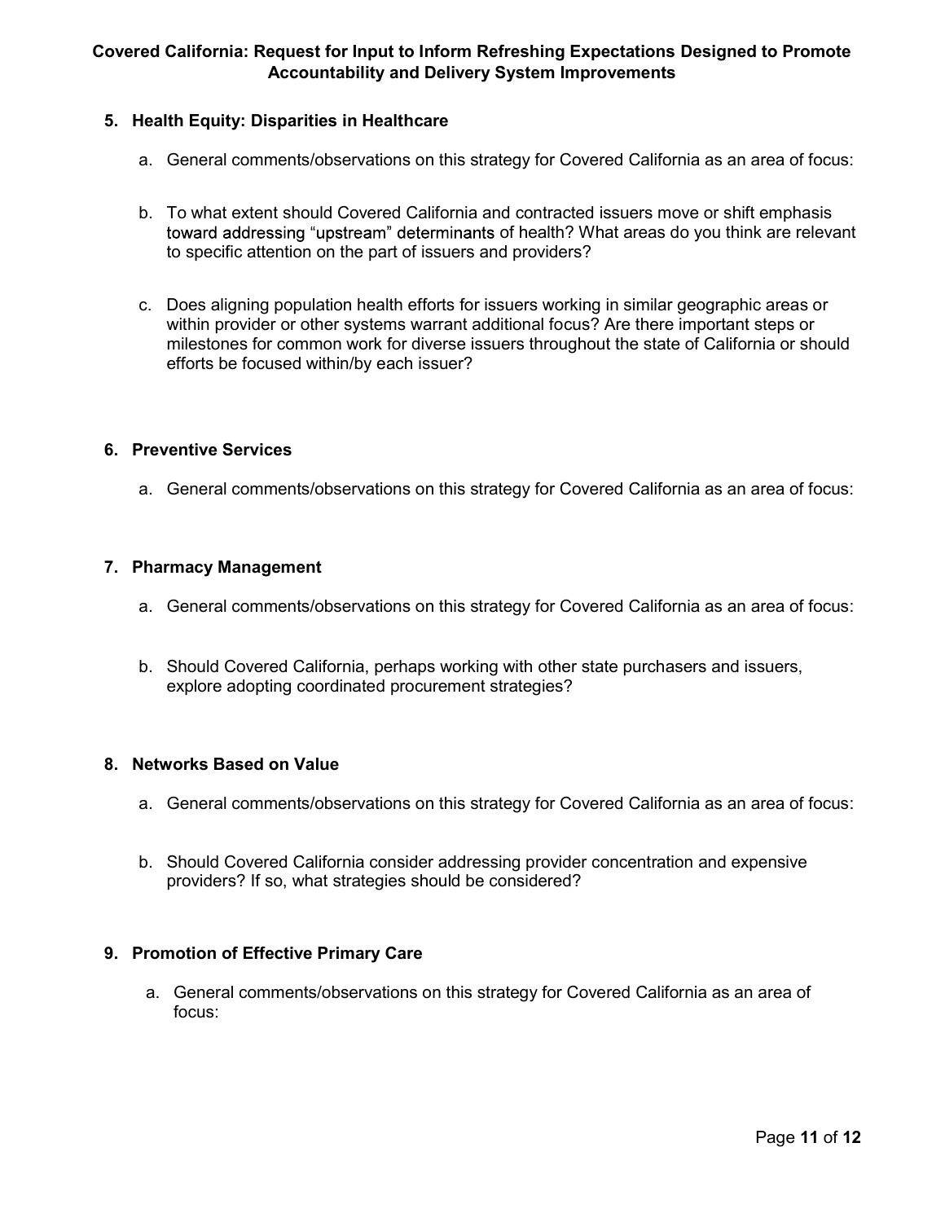**5. Health Equity: Disparities in Healthcare**

a. General comments/observations on this strategy for Covered California as an area of focus:

b. To what extent should Covered California and contracted issuers move or shift emphasis toward addressing "upstream" determinants of health? What areas do you think are relevant to specific attention on the part of issuers and providers?

c. Does aligning population health efforts for issuers working in similar geographic areas or within provider or other systems warrant additional focus? Are there important steps or milestones for common work for diverse issuers throughout the state of California or should efforts be focused within/by each issuer?

**6. Preventive Services**

a. General comments/observations on this strategy for Covered California as an area of focus:

**7. Pharmacy Management**

a. General comments/observations on this strategy for Covered California as an area of focus:

b. Should Covered California, perhaps working with other state purchasers and issuers, explore adopting coordinated procurement strategies?

**8. Networks Based on Value**

a. General comments/observations on this strategy for Covered California as an area of focus:

b. Should Covered California consider addressing provider concentration and expensive providers? If so, what strategies should be considered?

**9. Promotion of Effective Primary Care**

a. General comments/observations on this strategy for Covered California as an area of focus: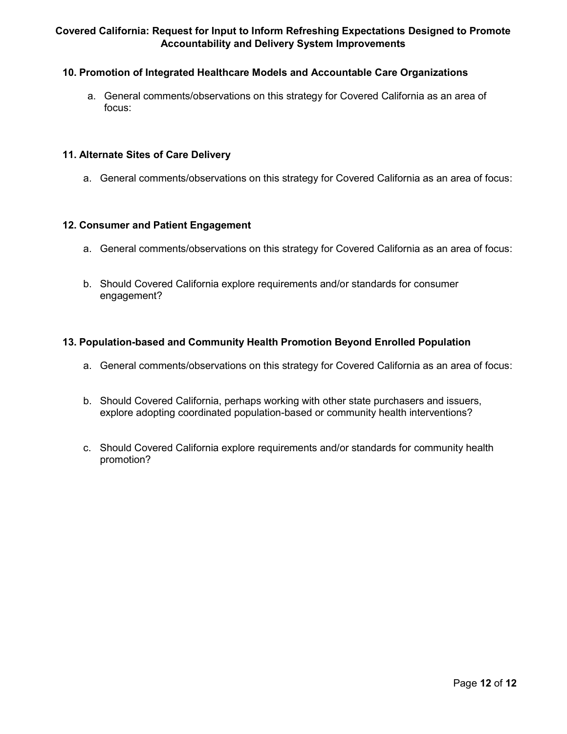### 10. Promotion of Integrated Healthcare Models and Accountable Care Organizations

a. General comments/observations on this strategy for Covered California as an area of focus:

### 11. Alternate Sites of Care Delivery

a. General comments/observations on this strategy for Covered California as an area of focus:

### 12. Consumer and Patient Engagement

a. General comments/observations on this strategy for Covered California as an area of focus:

b. Should Covered California explore requirements and/or standards for consumer engagement?

### 13. Population-based and Community Health Promotion Beyond Enrolled Population

a. General comments/observations on this strategy for Covered California as an area of focus:

b. Should Covered California, perhaps working with other state purchasers and issuers, explore adopting coordinated population-based or community health interventions?

c. Should Covered California explore requirements and/or standards for community health promotion?